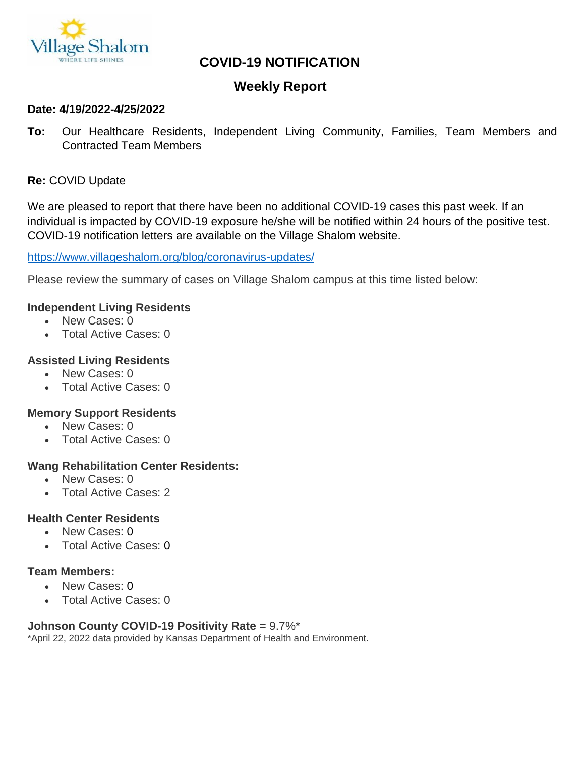Village Shalom
WHERE LIFE SHINES.

# COVID-19 NOTIFICATION

## Weekly Report

**Date: 4/19/2022-4/25/2022**

**To:** Our Healthcare Residents, Independent Living Community, Families, Team Members and Contracted Team Members

**Re:** COVID Update

We are pleased to report that there have been no additional COVID-19 cases this past week. If an individual is impacted by COVID-19 exposure he/she will be notified within 24 hours of the positive test. COVID-19 notification letters are available on the Village Shalom website.

https://www.villageshalom.org/blog/coronavirus-updates/

Please review the summary of cases on Village Shalom campus at this time listed below:

**Independent Living Residents**
- New Cases: 0
- Total Active Cases: 0

**Assisted Living Residents**
- New Cases: 0
- Total Active Cases: 0

**Memory Support Residents**
- New Cases: 0
- Total Active Cases: 0

**Wang Rehabilitation Center Residents:**
- New Cases: 0
- Total Active Cases: 2

**Health Center Residents**
- New Cases: 0
- Total Active Cases: 0

**Team Members:**
- New Cases: 0
- Total Active Cases: 0

**Johnson County COVID-19 Positivity Rate** = 9.7%*

*April 22, 2022 data provided by Kansas Department of Health and Environment.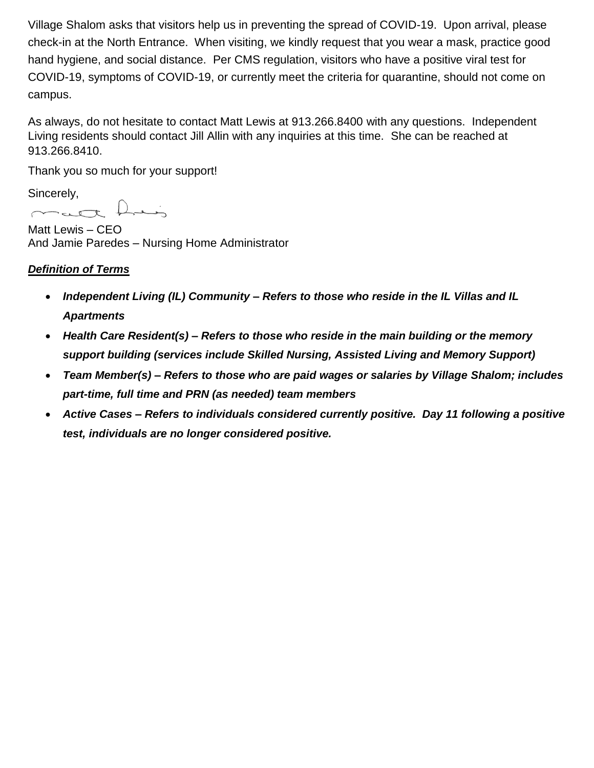Village Shalom asks that visitors help us in preventing the spread of COVID-19. Upon arrival, please check-in at the North Entrance. When visiting, we kindly request that you wear a mask, practice good hand hygiene, and social distance. Per CMS regulation, visitors who have a positive viral test for COVID-19, symptoms of COVID-19, or currently meet the criteria for quarantine, should not come on campus.

As always, do not hesitate to contact Matt Lewis at 913.266.8400 with any questions. Independent Living residents should contact Jill Allin with any inquiries at this time. She can be reached at 913.266.8410.

Thank you so much for your support!

Sincerely,

Matt Lewis – CEO
And Jamie Paredes – Nursing Home Administrator

***<u>Definition of Terms</u>***

- ***Independent Living (IL) Community – Refers to those who reside in the IL Villas and IL Apartments***
- ***Health Care Resident(s) – Refers to those who reside in the main building or the memory support building (services include Skilled Nursing, Assisted Living and Memory Support)***
- ***Team Member(s) – Refers to those who are paid wages or salaries by Village Shalom; includes part-time, full time and PRN (as needed) team members***
- ***Active Cases – Refers to individuals considered currently positive. Day 11 following a positive test, individuals are no longer considered positive.***